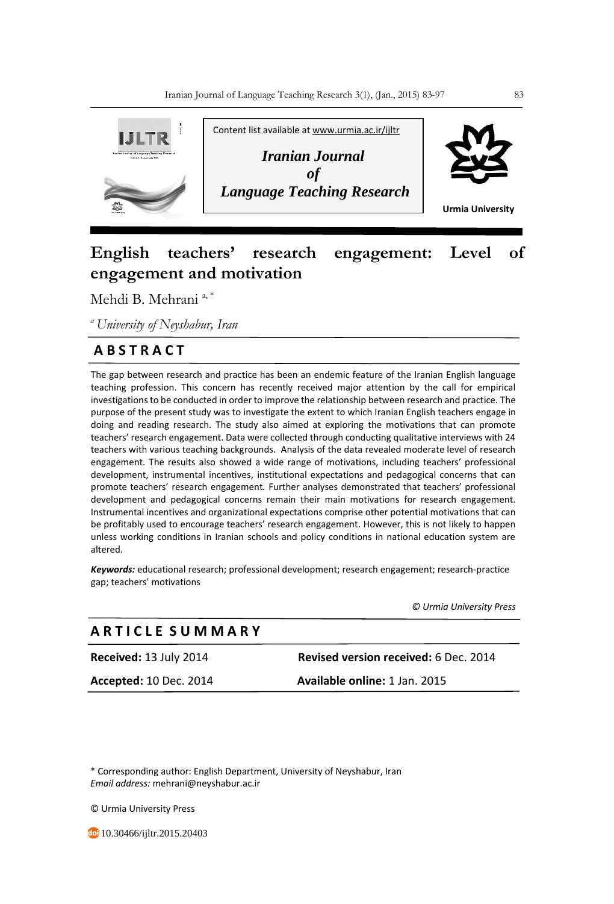Content list available at www.urmia.ac.ir/ijltr

*Iranian Journal of Language Teaching Research*

Urmia University

# English teachers' research engagement: Level of engagement and motivation

Mehdi B. Mehrani [a, *]

[a] *University of Neyshabur, Iran*

## ABSTRACT

The gap between research and practice has been an endemic feature of the Iranian English language teaching profession. This concern has recently received major attention by the call for empirical investigations to be conducted in order to improve the relationship between research and practice. The purpose of the present study was to investigate the extent to which Iranian English teachers engage in doing and reading research. The study also aimed at exploring the motivations that can promote teachers' research engagement. Data were collected through conducting qualitative interviews with 24 teachers with various teaching backgrounds. Analysis of the data revealed moderate level of research engagement. The results also showed a wide range of motivations, including teachers' professional development, instrumental incentives, institutional expectations and pedagogical concerns that can promote teachers' research engagement. Further analyses demonstrated that teachers' professional development and pedagogical concerns remain their main motivations for research engagement. Instrumental incentives and organizational expectations comprise other potential motivations that can be profitably used to encourage teachers' research engagement. However, this is not likely to happen unless working conditions in Iranian schools and policy conditions in national education system are altered.

***Keywords:*** educational research; professional development; research engagement; research-practice gap; teachers' motivations

*© Urmia University Press*

## ARTICLE SUMMARY

**Received:** 13 July 2014

**Revised version received:** 6 Dec. 2014

**Accepted:** 10 Dec. 2014

**Available online:** 1 Jan. 2015

\* Corresponding author: English Department, University of Neyshabur, Iran
*Email address:* mehrani@neyshabur.ac.ir

© Urmia University Press

10.30466/ijltr.2015.20403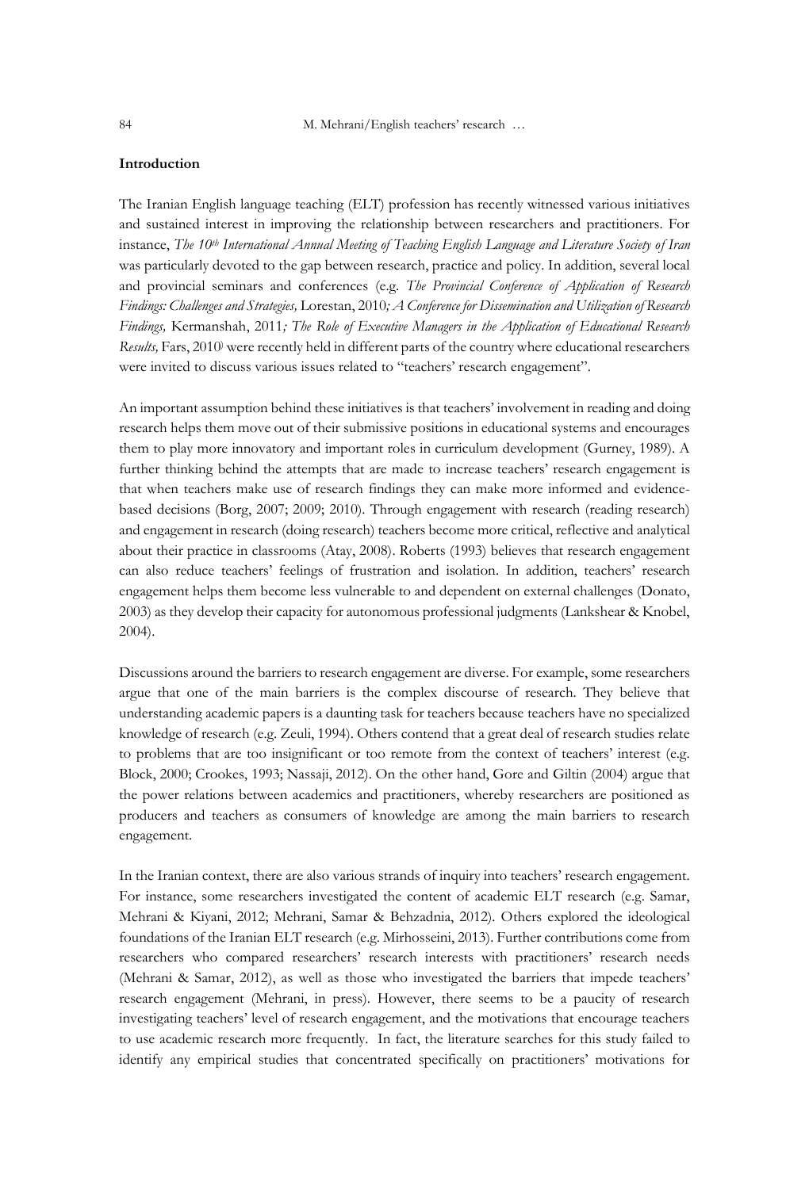## Introduction

The Iranian English language teaching (ELT) profession has recently witnessed various initiatives and sustained interest in improving the relationship between researchers and practitioners. For instance, *The 10th International Annual Meeting of Teaching English Language and Literature Society of Iran* was particularly devoted to the gap between research, practice and policy. In addition, several local and provincial seminars and conferences (e.g. *The Provincial Conference of Application of Research Findings: Challenges and Strategies,* Lorestan, 2010*; A Conference for Dissemination and Utilization of Research Findings,* Kermanshah, 2011*; The Role of Executive Managers in the Application of Educational Research Results,* Fars, 2010) were recently held in different parts of the country where educational researchers were invited to discuss various issues related to "teachers' research engagement".

An important assumption behind these initiatives is that teachers' involvement in reading and doing research helps them move out of their submissive positions in educational systems and encourages them to play more innovatory and important roles in curriculum development (Gurney, 1989). A further thinking behind the attempts that are made to increase teachers' research engagement is that when teachers make use of research findings they can make more informed and evidence-based decisions (Borg, 2007; 2009; 2010). Through engagement with research (reading research) and engagement in research (doing research) teachers become more critical, reflective and analytical about their practice in classrooms (Atay, 2008). Roberts (1993) believes that research engagement can also reduce teachers' feelings of frustration and isolation. In addition, teachers' research engagement helps them become less vulnerable to and dependent on external challenges (Donato, 2003) as they develop their capacity for autonomous professional judgments (Lankshear & Knobel, 2004).

Discussions around the barriers to research engagement are diverse. For example, some researchers argue that one of the main barriers is the complex discourse of research. They believe that understanding academic papers is a daunting task for teachers because teachers have no specialized knowledge of research (e.g. Zeuli, 1994). Others contend that a great deal of research studies relate to problems that are too insignificant or too remote from the context of teachers' interest (e.g. Block, 2000; Crookes, 1993; Nassaji, 2012). On the other hand, Gore and Giltin (2004) argue that the power relations between academics and practitioners, whereby researchers are positioned as producers and teachers as consumers of knowledge are among the main barriers to research engagement.

In the Iranian context, there are also various strands of inquiry into teachers' research engagement. For instance, some researchers investigated the content of academic ELT research (e.g. Samar, Mehrani & Kiyani, 2012; Mehrani, Samar & Behzadnia, 2012). Others explored the ideological foundations of the Iranian ELT research (e.g. Mirhosseini, 2013). Further contributions come from researchers who compared researchers' research interests with practitioners' research needs (Mehrani & Samar, 2012), as well as those who investigated the barriers that impede teachers' research engagement (Mehrani, in press). However, there seems to be a paucity of research investigating teachers' level of research engagement, and the motivations that encourage teachers to use academic research more frequently. In fact, the literature searches for this study failed to identify any empirical studies that concentrated specifically on practitioners' motivations for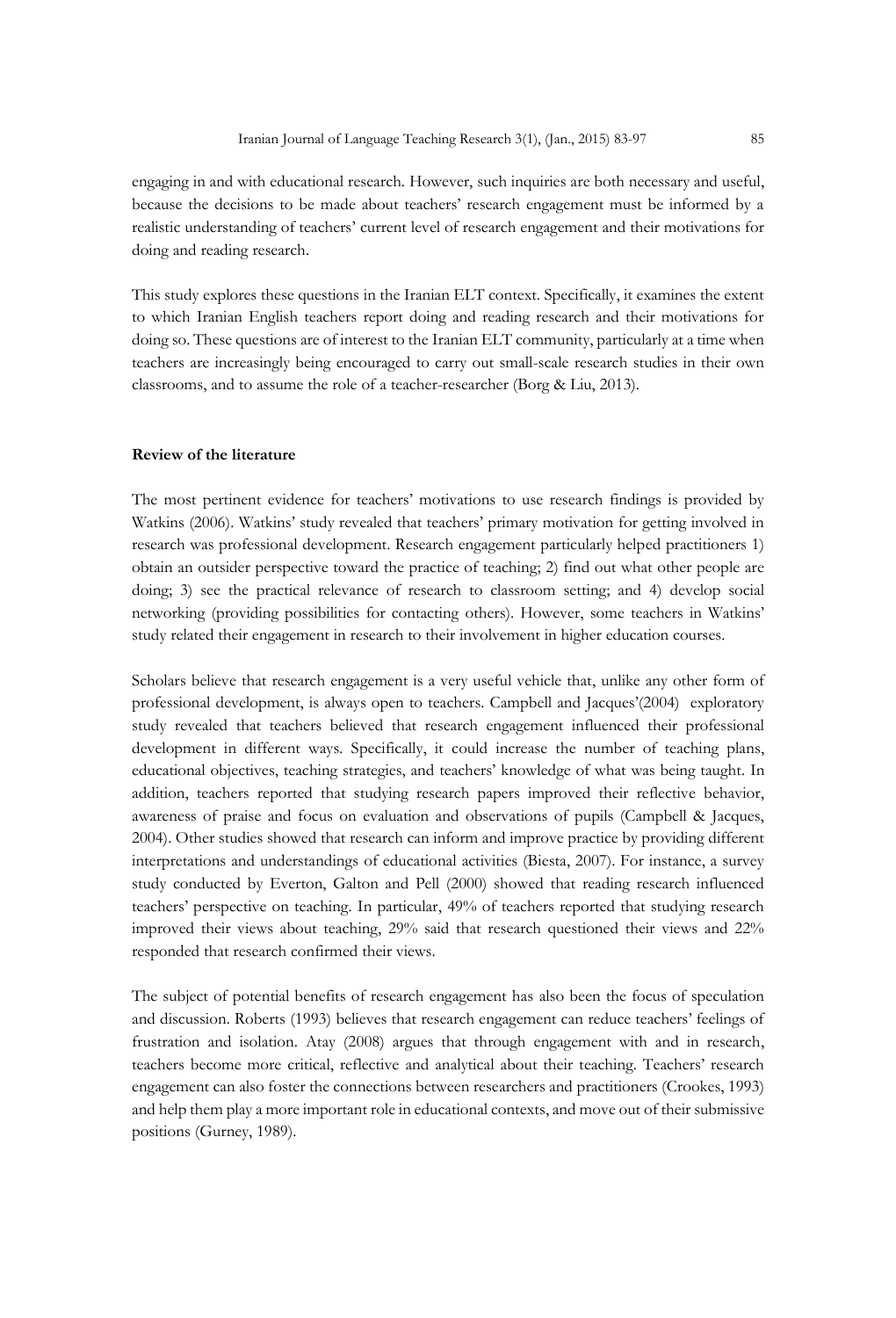engaging in and with educational research. However, such inquiries are both necessary and useful, because the decisions to be made about teachers' research engagement must be informed by a realistic understanding of teachers' current level of research engagement and their motivations for doing and reading research.

This study explores these questions in the Iranian ELT context. Specifically, it examines the extent to which Iranian English teachers report doing and reading research and their motivations for doing so. These questions are of interest to the Iranian ELT community, particularly at a time when teachers are increasingly being encouraged to carry out small-scale research studies in their own classrooms, and to assume the role of a teacher-researcher (Borg & Liu, 2013).

**Review of the literature**

The most pertinent evidence for teachers' motivations to use research findings is provided by Watkins (2006). Watkins' study revealed that teachers' primary motivation for getting involved in research was professional development. Research engagement particularly helped practitioners 1) obtain an outsider perspective toward the practice of teaching; 2) find out what other people are doing; 3) see the practical relevance of research to classroom setting; and 4) develop social networking (providing possibilities for contacting others). However, some teachers in Watkins' study related their engagement in research to their involvement in higher education courses.

Scholars believe that research engagement is a very useful vehicle that, unlike any other form of professional development, is always open to teachers. Campbell and Jacques'(2004) exploratory study revealed that teachers believed that research engagement influenced their professional development in different ways. Specifically, it could increase the number of teaching plans, educational objectives, teaching strategies, and teachers' knowledge of what was being taught. In addition, teachers reported that studying research papers improved their reflective behavior, awareness of praise and focus on evaluation and observations of pupils (Campbell & Jacques, 2004). Other studies showed that research can inform and improve practice by providing different interpretations and understandings of educational activities (Biesta, 2007). For instance, a survey study conducted by Everton, Galton and Pell (2000) showed that reading research influenced teachers' perspective on teaching. In particular, 49% of teachers reported that studying research improved their views about teaching, 29% said that research questioned their views and 22% responded that research confirmed their views.

The subject of potential benefits of research engagement has also been the focus of speculation and discussion. Roberts (1993) believes that research engagement can reduce teachers' feelings of frustration and isolation. Atay (2008) argues that through engagement with and in research, teachers become more critical, reflective and analytical about their teaching. Teachers' research engagement can also foster the connections between researchers and practitioners (Crookes, 1993) and help them play a more important role in educational contexts, and move out of their submissive positions (Gurney, 1989).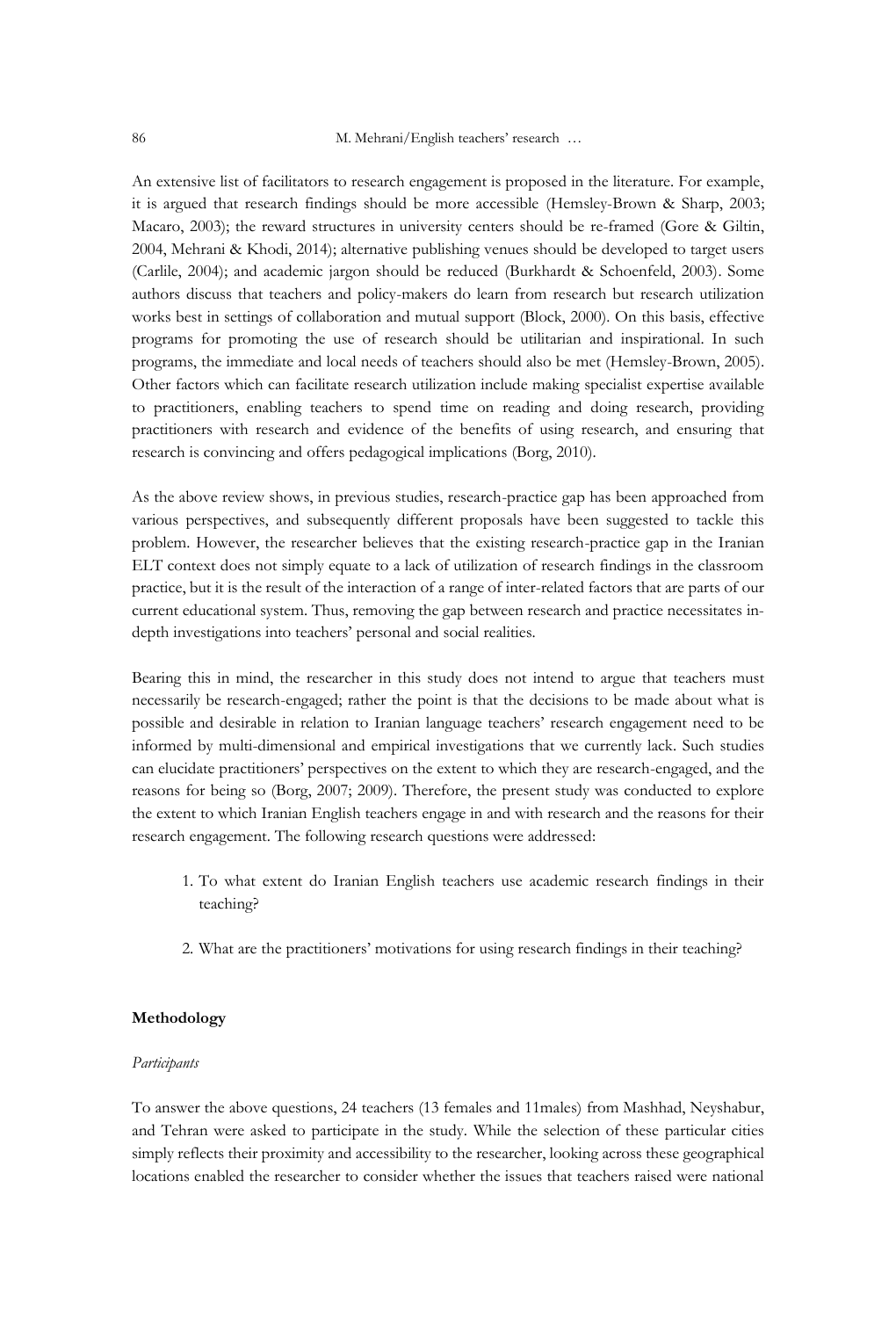An extensive list of facilitators to research engagement is proposed in the literature. For example, it is argued that research findings should be more accessible (Hemsley-Brown & Sharp, 2003; Macaro, 2003); the reward structures in university centers should be re-framed (Gore & Giltin, 2004, Mehrani & Khodi, 2014); alternative publishing venues should be developed to target users (Carlile, 2004); and academic jargon should be reduced (Burkhardt & Schoenfeld, 2003). Some authors discuss that teachers and policy-makers do learn from research but research utilization works best in settings of collaboration and mutual support (Block, 2000). On this basis, effective programs for promoting the use of research should be utilitarian and inspirational. In such programs, the immediate and local needs of teachers should also be met (Hemsley-Brown, 2005). Other factors which can facilitate research utilization include making specialist expertise available to practitioners, enabling teachers to spend time on reading and doing research, providing practitioners with research and evidence of the benefits of using research, and ensuring that research is convincing and offers pedagogical implications (Borg, 2010).

As the above review shows, in previous studies, research-practice gap has been approached from various perspectives, and subsequently different proposals have been suggested to tackle this problem. However, the researcher believes that the existing research-practice gap in the Iranian ELT context does not simply equate to a lack of utilization of research findings in the classroom practice, but it is the result of the interaction of a range of inter-related factors that are parts of our current educational system. Thus, removing the gap between research and practice necessitates in-depth investigations into teachers' personal and social realities.

Bearing this in mind, the researcher in this study does not intend to argue that teachers must necessarily be research-engaged; rather the point is that the decisions to be made about what is possible and desirable in relation to Iranian language teachers' research engagement need to be informed by multi-dimensional and empirical investigations that we currently lack. Such studies can elucidate practitioners' perspectives on the extent to which they are research-engaged, and the reasons for being so (Borg, 2007; 2009). Therefore, the present study was conducted to explore the extent to which Iranian English teachers engage in and with research and the reasons for their research engagement. The following research questions were addressed:

1. To what extent do Iranian English teachers use academic research findings in their teaching?
2. What are the practitioners' motivations for using research findings in their teaching?

**Methodology**

*Participants*

To answer the above questions, 24 teachers (13 females and 11males) from Mashhad, Neyshabur, and Tehran were asked to participate in the study. While the selection of these particular cities simply reflects their proximity and accessibility to the researcher, looking across these geographical locations enabled the researcher to consider whether the issues that teachers raised were national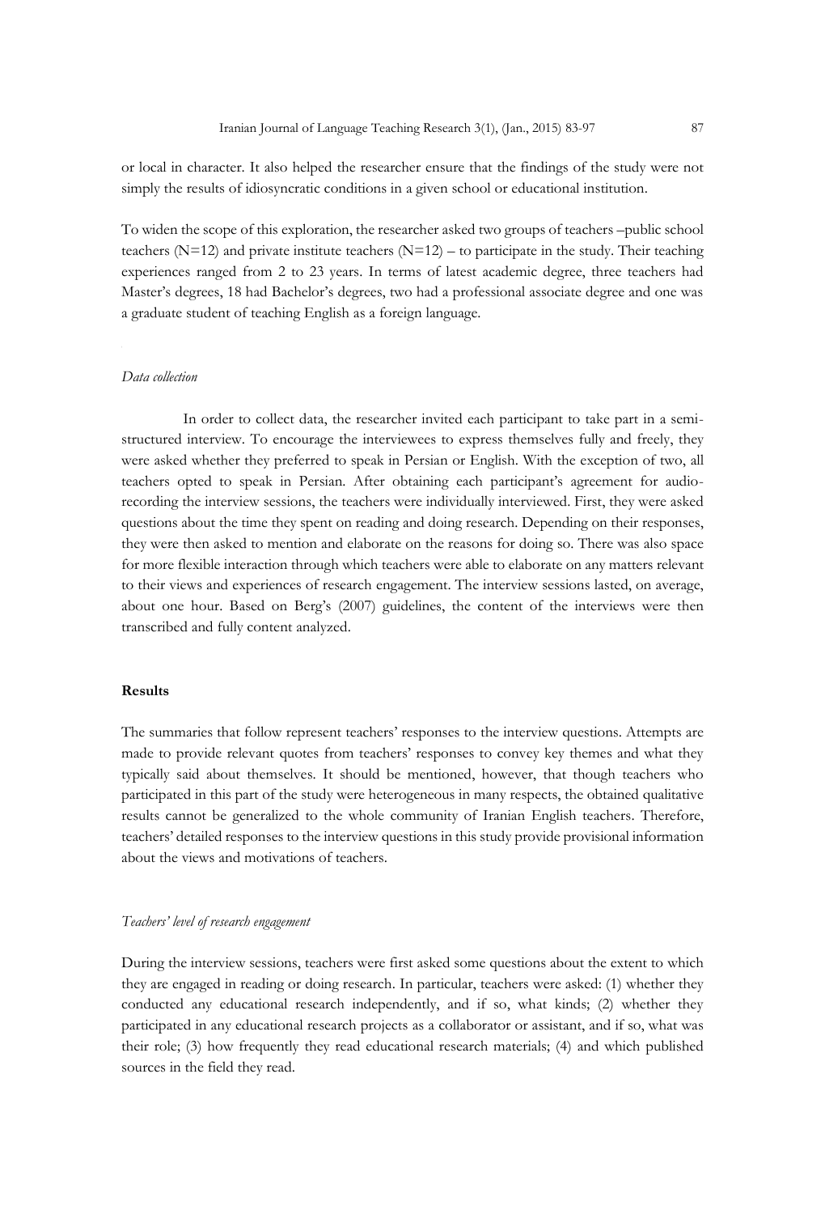or local in character. It also helped the researcher ensure that the findings of the study were not simply the results of idiosyncratic conditions in a given school or educational institution.

To widen the scope of this exploration, the researcher asked two groups of teachers –public school teachers (N=12) and private institute teachers (N=12) – to participate in the study. Their teaching experiences ranged from 2 to 23 years. In terms of latest academic degree, three teachers had Master's degrees, 18 had Bachelor's degrees, two had a professional associate degree and one was a graduate student of teaching English as a foreign language.

### *Data collection*

In order to collect data, the researcher invited each participant to take part in a semi-structured interview. To encourage the interviewees to express themselves fully and freely, they were asked whether they preferred to speak in Persian or English. With the exception of two, all teachers opted to speak in Persian. After obtaining each participant's agreement for audio-recording the interview sessions, the teachers were individually interviewed. First, they were asked questions about the time they spent on reading and doing research. Depending on their responses, they were then asked to mention and elaborate on the reasons for doing so. There was also space for more flexible interaction through which teachers were able to elaborate on any matters relevant to their views and experiences of research engagement. The interview sessions lasted, on average, about one hour. Based on Berg's (2007) guidelines, the content of the interviews were then transcribed and fully content analyzed.

## **Results**

The summaries that follow represent teachers' responses to the interview questions. Attempts are made to provide relevant quotes from teachers' responses to convey key themes and what they typically said about themselves. It should be mentioned, however, that though teachers who participated in this part of the study were heterogeneous in many respects, the obtained qualitative results cannot be generalized to the whole community of Iranian English teachers. Therefore, teachers' detailed responses to the interview questions in this study provide provisional information about the views and motivations of teachers.

### *Teachers' level of research engagement*

During the interview sessions, teachers were first asked some questions about the extent to which they are engaged in reading or doing research. In particular, teachers were asked: (1) whether they conducted any educational research independently, and if so, what kinds; (2) whether they participated in any educational research projects as a collaborator or assistant, and if so, what was their role; (3) how frequently they read educational research materials; (4) and which published sources in the field they read.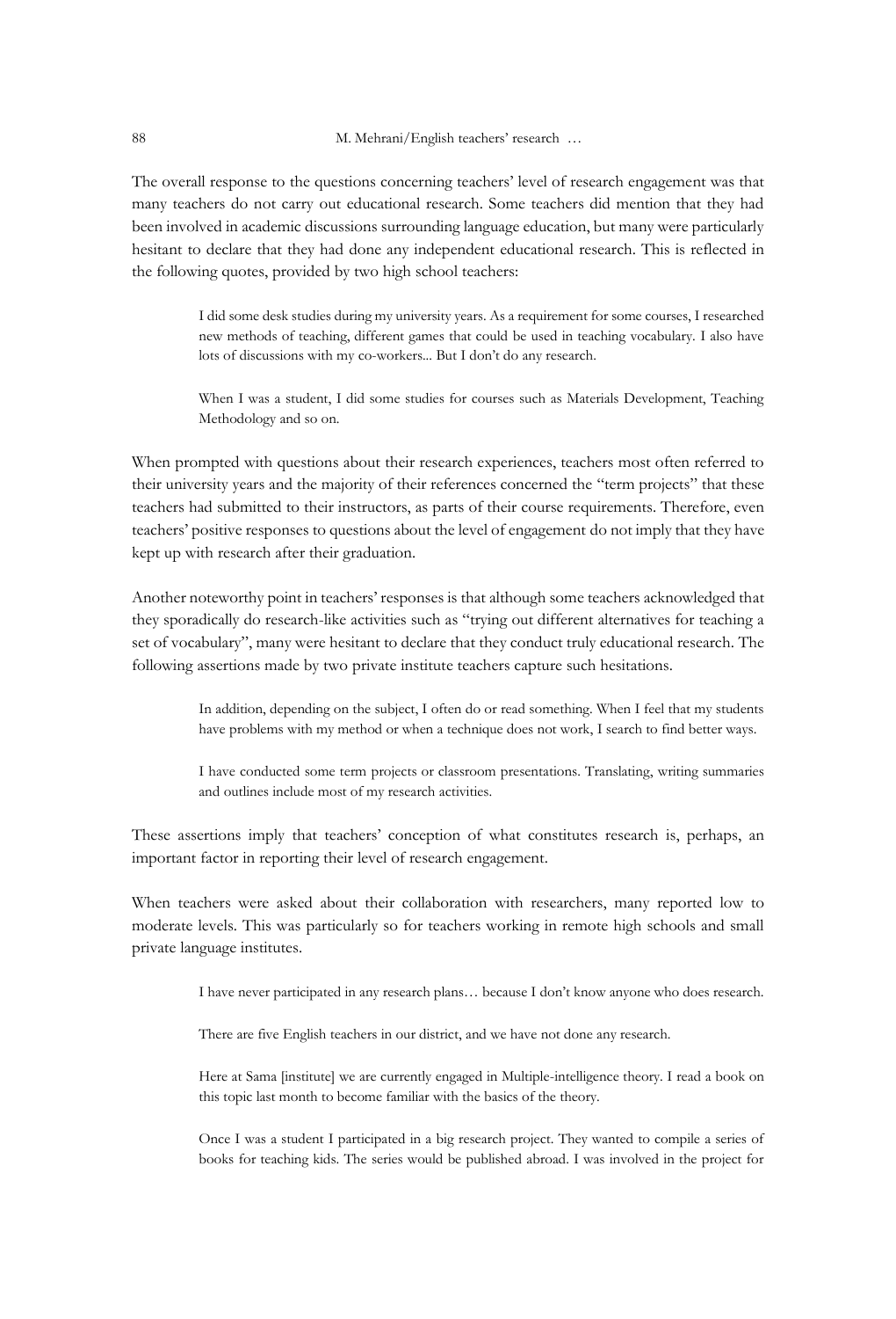The overall response to the questions concerning teachers' level of research engagement was that many teachers do not carry out educational research. Some teachers did mention that they had been involved in academic discussions surrounding language education, but many were particularly hesitant to declare that they had done any independent educational research. This is reflected in the following quotes, provided by two high school teachers:

> I did some desk studies during my university years. As a requirement for some courses, I researched new methods of teaching, different games that could be used in teaching vocabulary. I also have lots of discussions with my co-workers... But I don't do any research.

> When I was a student, I did some studies for courses such as Materials Development, Teaching Methodology and so on.

When prompted with questions about their research experiences, teachers most often referred to their university years and the majority of their references concerned the "term projects" that these teachers had submitted to their instructors, as parts of their course requirements. Therefore, even teachers' positive responses to questions about the level of engagement do not imply that they have kept up with research after their graduation.

Another noteworthy point in teachers' responses is that although some teachers acknowledged that they sporadically do research-like activities such as "trying out different alternatives for teaching a set of vocabulary", many were hesitant to declare that they conduct truly educational research. The following assertions made by two private institute teachers capture such hesitations.

> In addition, depending on the subject, I often do or read something. When I feel that my students have problems with my method or when a technique does not work, I search to find better ways.

> I have conducted some term projects or classroom presentations. Translating, writing summaries and outlines include most of my research activities.

These assertions imply that teachers' conception of what constitutes research is, perhaps, an important factor in reporting their level of research engagement.

When teachers were asked about their collaboration with researchers, many reported low to moderate levels. This was particularly so for teachers working in remote high schools and small private language institutes.

> I have never participated in any research plans… because I don't know anyone who does research.

> There are five English teachers in our district, and we have not done any research.

> Here at Sama [institute] we are currently engaged in Multiple-intelligence theory. I read a book on this topic last month to become familiar with the basics of the theory.

> Once I was a student I participated in a big research project. They wanted to compile a series of books for teaching kids. The series would be published abroad. I was involved in the project for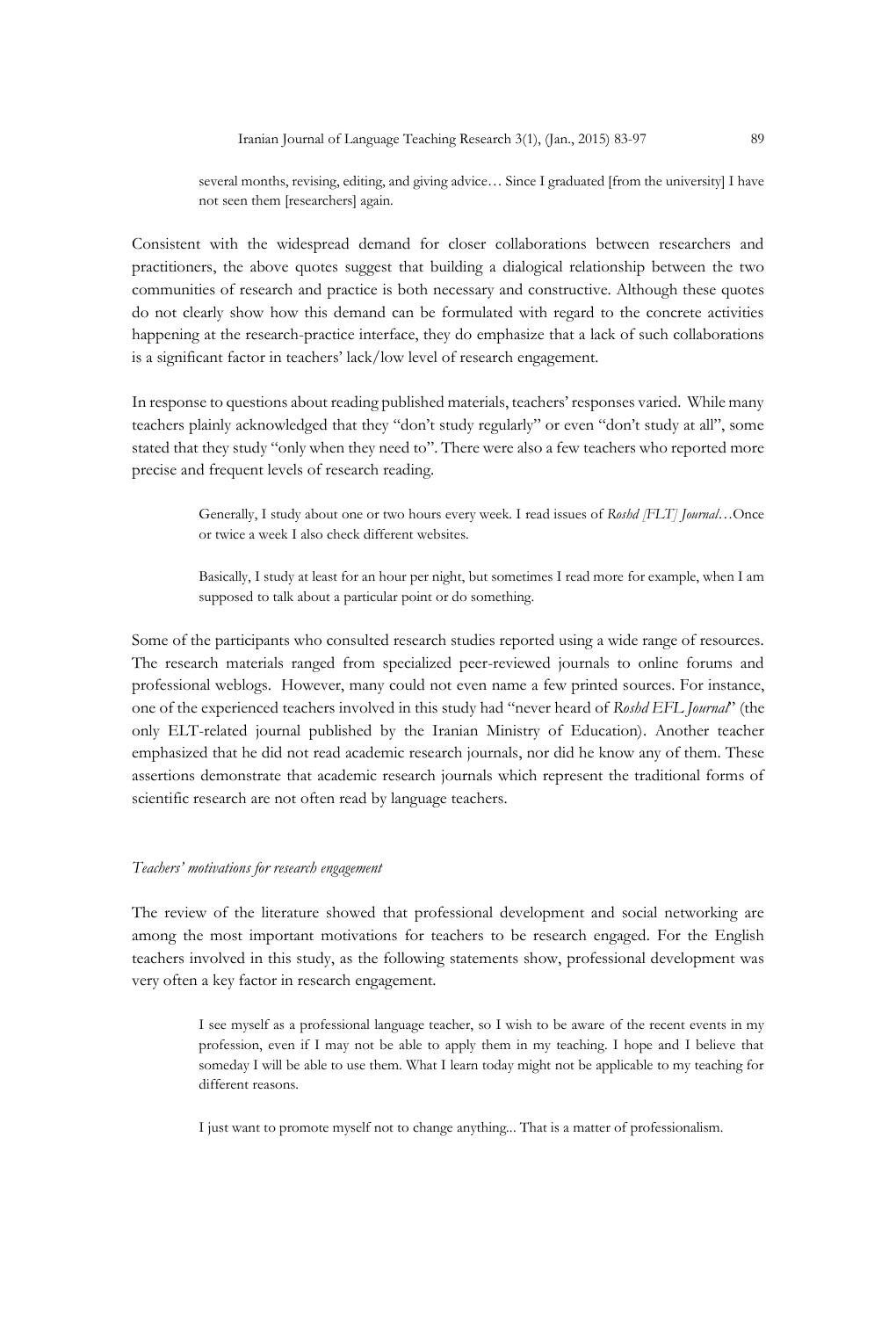> several months, revising, editing, and giving advice… Since I graduated [from the university] I have not seen them [researchers] again.

Consistent with the widespread demand for closer collaborations between researchers and practitioners, the above quotes suggest that building a dialogical relationship between the two communities of research and practice is both necessary and constructive. Although these quotes do not clearly show how this demand can be formulated with regard to the concrete activities happening at the research-practice interface, they do emphasize that a lack of such collaborations is a significant factor in teachers' lack/low level of research engagement.

In response to questions about reading published materials, teachers' responses varied. While many teachers plainly acknowledged that they "don't study regularly" or even "don't study at all", some stated that they study "only when they need to". There were also a few teachers who reported more precise and frequent levels of research reading.

> Generally, I study about one or two hours every week. I read issues of *Roshd [FLT] Journal*…Once or twice a week I also check different websites.

> Basically, I study at least for an hour per night, but sometimes I read more for example, when I am supposed to talk about a particular point or do something.

Some of the participants who consulted research studies reported using a wide range of resources. The research materials ranged from specialized peer-reviewed journals to online forums and professional weblogs. However, many could not even name a few printed sources. For instance, one of the experienced teachers involved in this study had "never heard of *Roshd EFL Journal*" (the only ELT-related journal published by the Iranian Ministry of Education). Another teacher emphasized that he did not read academic research journals, nor did he know any of them. These assertions demonstrate that academic research journals which represent the traditional forms of scientific research are not often read by language teachers.

*Teachers' motivations for research engagement*

The review of the literature showed that professional development and social networking are among the most important motivations for teachers to be research engaged. For the English teachers involved in this study, as the following statements show, professional development was very often a key factor in research engagement.

> I see myself as a professional language teacher, so I wish to be aware of the recent events in my profession, even if I may not be able to apply them in my teaching. I hope and I believe that someday I will be able to use them. What I learn today might not be applicable to my teaching for different reasons.

> I just want to promote myself not to change anything... That is a matter of professionalism.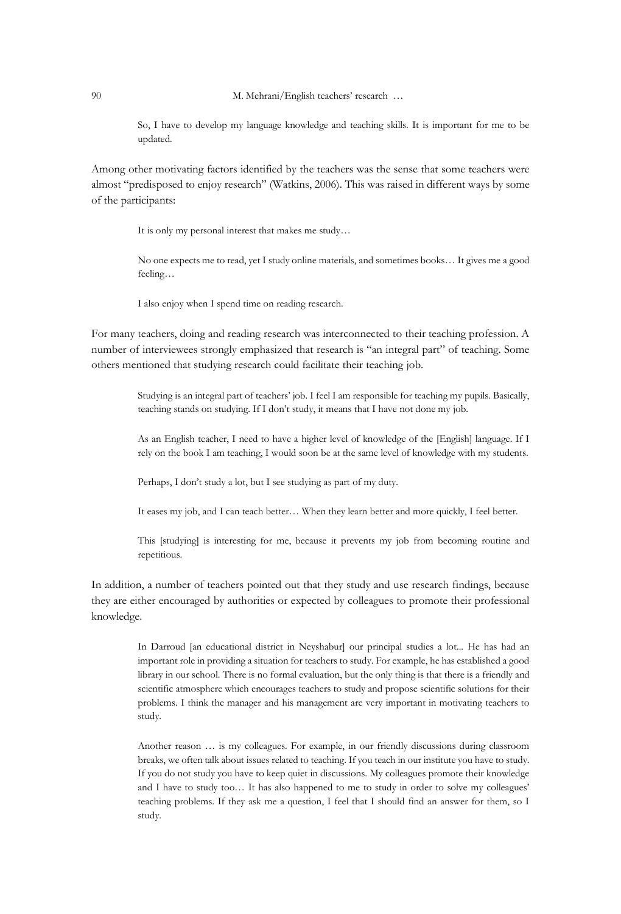> So, I have to develop my language knowledge and teaching skills. It is important for me to be updated.

Among other motivating factors identified by the teachers was the sense that some teachers were almost "predisposed to enjoy research" (Watkins, 2006). This was raised in different ways by some of the participants:

> It is only my personal interest that makes me study…

> No one expects me to read, yet I study online materials, and sometimes books… It gives me a good feeling…

> I also enjoy when I spend time on reading research.

For many teachers, doing and reading research was interconnected to their teaching profession. A number of interviewees strongly emphasized that research is "an integral part" of teaching. Some others mentioned that studying research could facilitate their teaching job.

> Studying is an integral part of teachers' job. I feel I am responsible for teaching my pupils. Basically, teaching stands on studying. If I don't study, it means that I have not done my job.

> As an English teacher, I need to have a higher level of knowledge of the [English] language. If I rely on the book I am teaching, I would soon be at the same level of knowledge with my students.

> Perhaps, I don't study a lot, but I see studying as part of my duty.

> It eases my job, and I can teach better… When they learn better and more quickly, I feel better.

> This [studying] is interesting for me, because it prevents my job from becoming routine and repetitious.

In addition, a number of teachers pointed out that they study and use research findings, because they are either encouraged by authorities or expected by colleagues to promote their professional knowledge.

> In Darroud [an educational district in Neyshabur] our principal studies a lot... He has had an important role in providing a situation for teachers to study. For example, he has established a good library in our school. There is no formal evaluation, but the only thing is that there is a friendly and scientific atmosphere which encourages teachers to study and propose scientific solutions for their problems. I think the manager and his management are very important in motivating teachers to study.

> Another reason … is my colleagues. For example, in our friendly discussions during classroom breaks, we often talk about issues related to teaching. If you teach in our institute you have to study. If you do not study you have to keep quiet in discussions. My colleagues promote their knowledge and I have to study too… It has also happened to me to study in order to solve my colleagues' teaching problems. If they ask me a question, I feel that I should find an answer for them, so I study.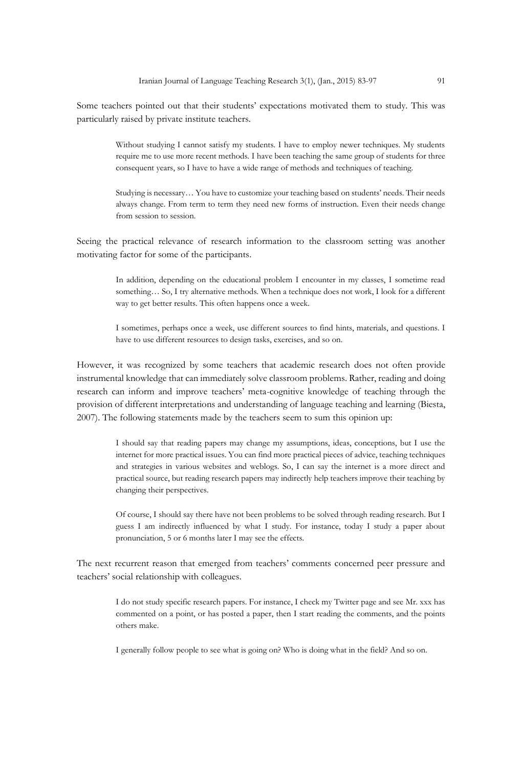Some teachers pointed out that their students' expectations motivated them to study. This was particularly raised by private institute teachers.

> Without studying I cannot satisfy my students. I have to employ newer techniques. My students require me to use more recent methods. I have been teaching the same group of students for three consequent years, so I have to have a wide range of methods and techniques of teaching.

> Studying is necessary… You have to customize your teaching based on students' needs. Their needs always change. From term to term they need new forms of instruction. Even their needs change from session to session.

Seeing the practical relevance of research information to the classroom setting was another motivating factor for some of the participants.

> In addition, depending on the educational problem I encounter in my classes, I sometime read something… So, I try alternative methods. When a technique does not work, I look for a different way to get better results. This often happens once a week.

> I sometimes, perhaps once a week, use different sources to find hints, materials, and questions. I have to use different resources to design tasks, exercises, and so on.

However, it was recognized by some teachers that academic research does not often provide instrumental knowledge that can immediately solve classroom problems. Rather, reading and doing research can inform and improve teachers' meta-cognitive knowledge of teaching through the provision of different interpretations and understanding of language teaching and learning (Biesta, 2007). The following statements made by the teachers seem to sum this opinion up:

> I should say that reading papers may change my assumptions, ideas, conceptions, but I use the internet for more practical issues. You can find more practical pieces of advice, teaching techniques and strategies in various websites and weblogs. So, I can say the internet is a more direct and practical source, but reading research papers may indirectly help teachers improve their teaching by changing their perspectives.

> Of course, I should say there have not been problems to be solved through reading research. But I guess I am indirectly influenced by what I study. For instance, today I study a paper about pronunciation, 5 or 6 months later I may see the effects.

The next recurrent reason that emerged from teachers' comments concerned peer pressure and teachers' social relationship with colleagues.

> I do not study specific research papers. For instance, I check my Twitter page and see Mr. xxx has commented on a point, or has posted a paper, then I start reading the comments, and the points others make.

> I generally follow people to see what is going on? Who is doing what in the field? And so on.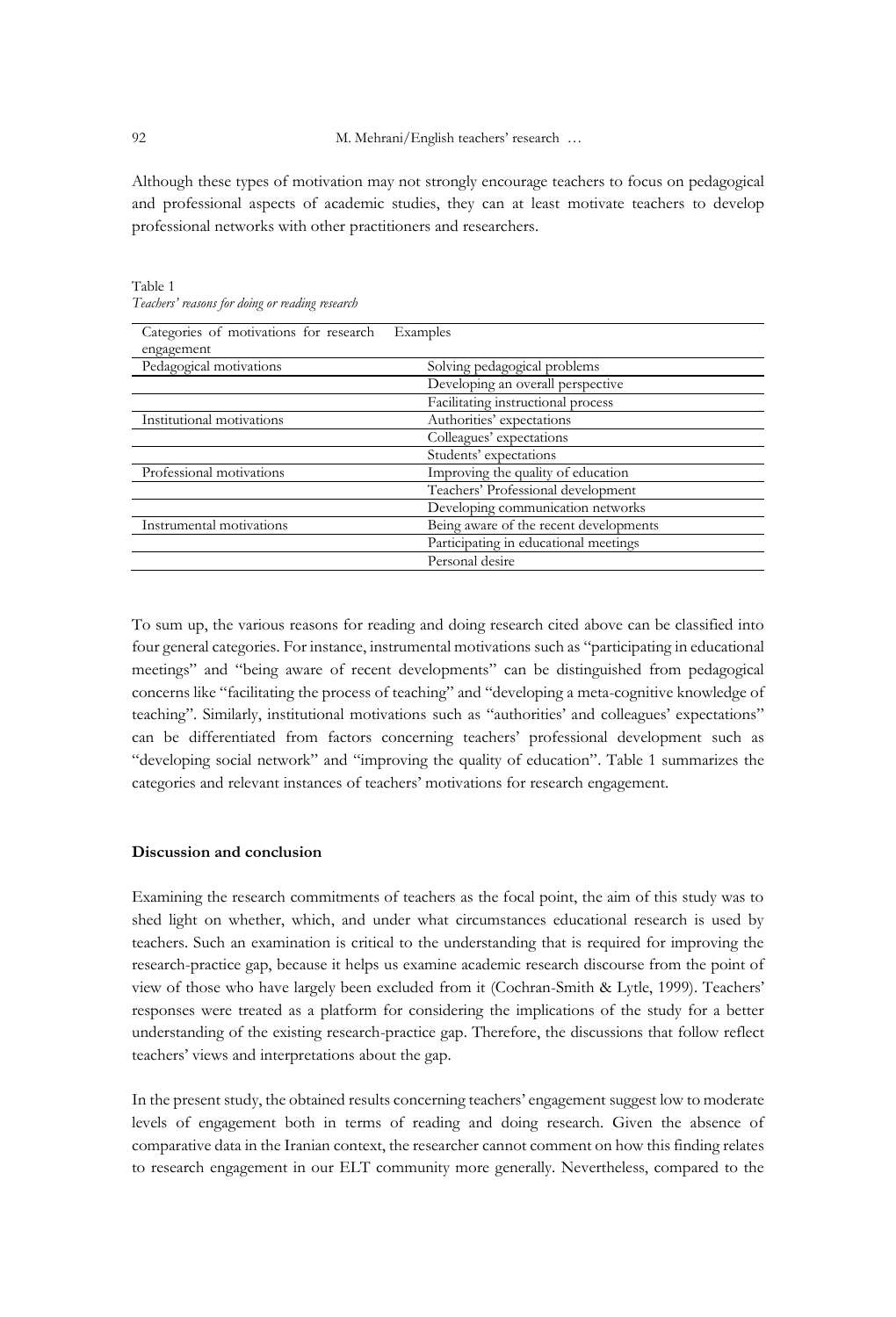Although these types of motivation may not strongly encourage teachers to focus on pedagogical and professional aspects of academic studies, they can at least motivate teachers to develop professional networks with other practitioners and researchers.

Table 1
*Teachers' reasons for doing or reading research*

| Categories of motivations for research engagement | Examples |
|---|---|
| Pedagogical motivations | Solving pedagogical problems |
| | Developing an overall perspective |
| | Facilitating instructional process |
| Institutional motivations | Authorities' expectations |
| | Colleagues' expectations |
| | Students' expectations |
| Professional motivations | Improving the quality of education |
| | Teachers' Professional development |
| | Developing communication networks |
| Instrumental motivations | Being aware of the recent developments |
| | Participating in educational meetings |
| | Personal desire |

To sum up, the various reasons for reading and doing research cited above can be classified into four general categories. For instance, instrumental motivations such as "participating in educational meetings" and "being aware of recent developments" can be distinguished from pedagogical concerns like "facilitating the process of teaching" and "developing a meta-cognitive knowledge of teaching". Similarly, institutional motivations such as "authorities' and colleagues' expectations" can be differentiated from factors concerning teachers' professional development such as "developing social network" and "improving the quality of education". Table 1 summarizes the categories and relevant instances of teachers' motivations for research engagement.

## Discussion and conclusion

Examining the research commitments of teachers as the focal point, the aim of this study was to shed light on whether, which, and under what circumstances educational research is used by teachers. Such an examination is critical to the understanding that is required for improving the research-practice gap, because it helps us examine academic research discourse from the point of view of those who have largely been excluded from it (Cochran-Smith & Lytle, 1999). Teachers' responses were treated as a platform for considering the implications of the study for a better understanding of the existing research-practice gap. Therefore, the discussions that follow reflect teachers' views and interpretations about the gap.

In the present study, the obtained results concerning teachers' engagement suggest low to moderate levels of engagement both in terms of reading and doing research. Given the absence of comparative data in the Iranian context, the researcher cannot comment on how this finding relates to research engagement in our ELT community more generally. Nevertheless, compared to the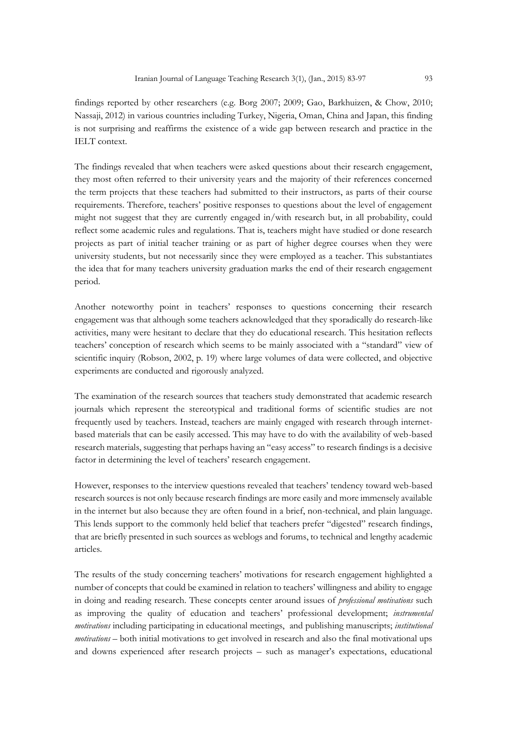findings reported by other researchers (e.g. Borg 2007; 2009; Gao, Barkhuizen, & Chow, 2010; Nassaji, 2012) in various countries including Turkey, Nigeria, Oman, China and Japan, this finding is not surprising and reaffirms the existence of a wide gap between research and practice in the IELT context.

The findings revealed that when teachers were asked questions about their research engagement, they most often referred to their university years and the majority of their references concerned the term projects that these teachers had submitted to their instructors, as parts of their course requirements. Therefore, teachers' positive responses to questions about the level of engagement might not suggest that they are currently engaged in/with research but, in all probability, could reflect some academic rules and regulations. That is, teachers might have studied or done research projects as part of initial teacher training or as part of higher degree courses when they were university students, but not necessarily since they were employed as a teacher. This substantiates the idea that for many teachers university graduation marks the end of their research engagement period.

Another noteworthy point in teachers' responses to questions concerning their research engagement was that although some teachers acknowledged that they sporadically do research-like activities, many were hesitant to declare that they do educational research. This hesitation reflects teachers' conception of research which seems to be mainly associated with a "standard" view of scientific inquiry (Robson, 2002, p. 19) where large volumes of data were collected, and objective experiments are conducted and rigorously analyzed.

The examination of the research sources that teachers study demonstrated that academic research journals which represent the stereotypical and traditional forms of scientific studies are not frequently used by teachers. Instead, teachers are mainly engaged with research through internet-based materials that can be easily accessed. This may have to do with the availability of web-based research materials, suggesting that perhaps having an "easy access" to research findings is a decisive factor in determining the level of teachers' research engagement.

However, responses to the interview questions revealed that teachers' tendency toward web-based research sources is not only because research findings are more easily and more immensely available in the internet but also because they are often found in a brief, non-technical, and plain language. This lends support to the commonly held belief that teachers prefer "digested" research findings, that are briefly presented in such sources as weblogs and forums, to technical and lengthy academic articles.

The results of the study concerning teachers' motivations for research engagement highlighted a number of concepts that could be examined in relation to teachers' willingness and ability to engage in doing and reading research. These concepts center around issues of *professional motivations* such as improving the quality of education and teachers' professional development; *instrumental motivations* including participating in educational meetings, and publishing manuscripts; *institutional motivations* – both initial motivations to get involved in research and also the final motivational ups and downs experienced after research projects – such as manager's expectations, educational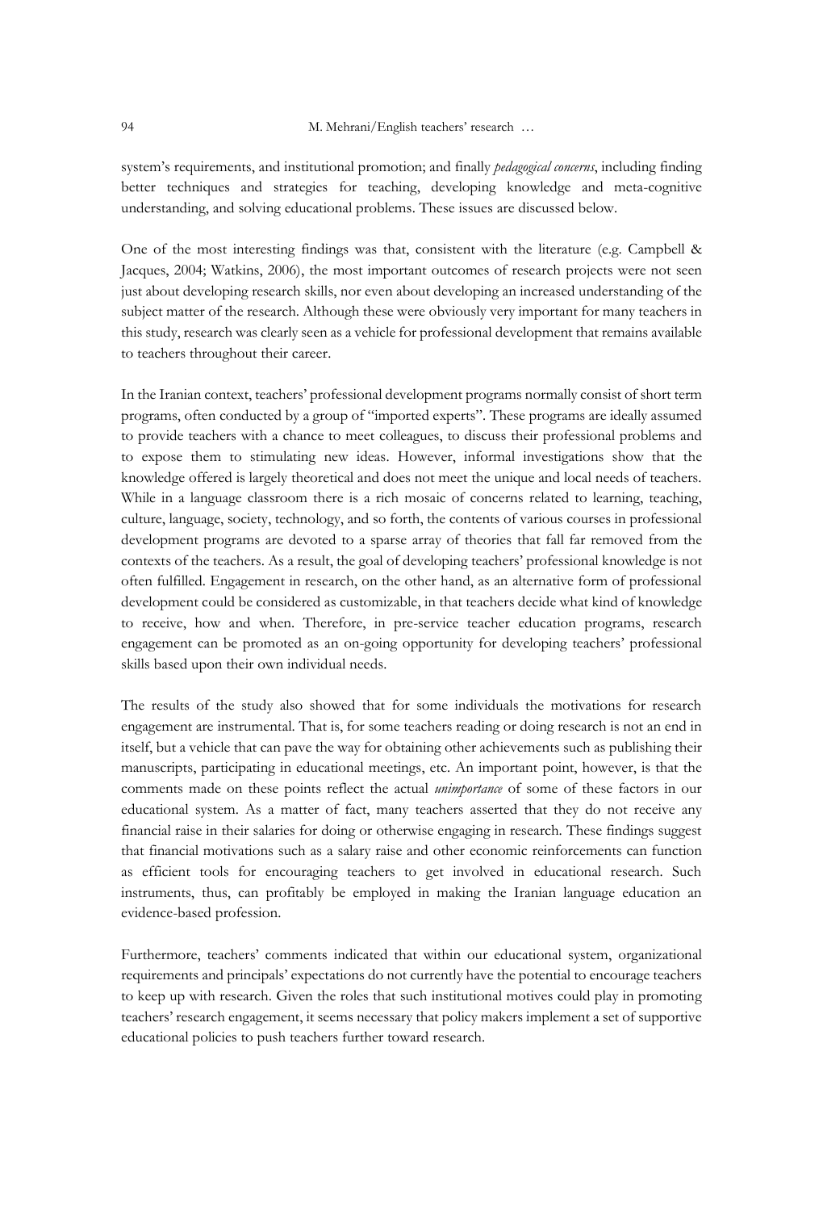system's requirements, and institutional promotion; and finally *pedagogical concerns*, including finding better techniques and strategies for teaching, developing knowledge and meta-cognitive understanding, and solving educational problems. These issues are discussed below.

One of the most interesting findings was that, consistent with the literature (e.g. Campbell & Jacques, 2004; Watkins, 2006), the most important outcomes of research projects were not seen just about developing research skills, nor even about developing an increased understanding of the subject matter of the research. Although these were obviously very important for many teachers in this study, research was clearly seen as a vehicle for professional development that remains available to teachers throughout their career.

In the Iranian context, teachers' professional development programs normally consist of short term programs, often conducted by a group of "imported experts". These programs are ideally assumed to provide teachers with a chance to meet colleagues, to discuss their professional problems and to expose them to stimulating new ideas. However, informal investigations show that the knowledge offered is largely theoretical and does not meet the unique and local needs of teachers. While in a language classroom there is a rich mosaic of concerns related to learning, teaching, culture, language, society, technology, and so forth, the contents of various courses in professional development programs are devoted to a sparse array of theories that fall far removed from the contexts of the teachers. As a result, the goal of developing teachers' professional knowledge is not often fulfilled. Engagement in research, on the other hand, as an alternative form of professional development could be considered as customizable, in that teachers decide what kind of knowledge to receive, how and when. Therefore, in pre-service teacher education programs, research engagement can be promoted as an on-going opportunity for developing teachers' professional skills based upon their own individual needs.

The results of the study also showed that for some individuals the motivations for research engagement are instrumental. That is, for some teachers reading or doing research is not an end in itself, but a vehicle that can pave the way for obtaining other achievements such as publishing their manuscripts, participating in educational meetings, etc. An important point, however, is that the comments made on these points reflect the actual *unimportance* of some of these factors in our educational system. As a matter of fact, many teachers asserted that they do not receive any financial raise in their salaries for doing or otherwise engaging in research. These findings suggest that financial motivations such as a salary raise and other economic reinforcements can function as efficient tools for encouraging teachers to get involved in educational research. Such instruments, thus, can profitably be employed in making the Iranian language education an evidence-based profession.

Furthermore, teachers' comments indicated that within our educational system, organizational requirements and principals' expectations do not currently have the potential to encourage teachers to keep up with research. Given the roles that such institutional motives could play in promoting teachers' research engagement, it seems necessary that policy makers implement a set of supportive educational policies to push teachers further toward research.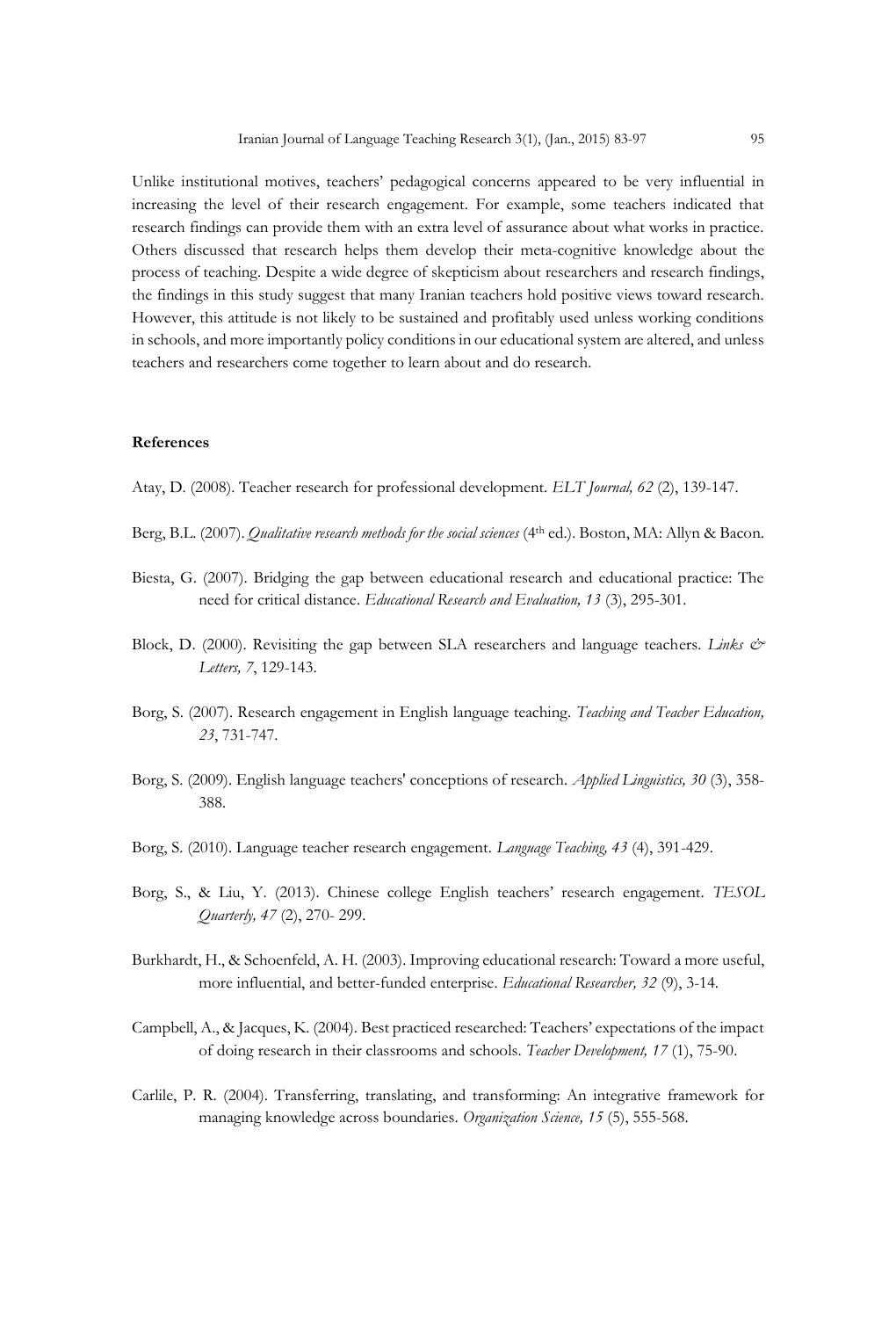Unlike institutional motives, teachers' pedagogical concerns appeared to be very influential in increasing the level of their research engagement. For example, some teachers indicated that research findings can provide them with an extra level of assurance about what works in practice. Others discussed that research helps them develop their meta-cognitive knowledge about the process of teaching. Despite a wide degree of skepticism about researchers and research findings, the findings in this study suggest that many Iranian teachers hold positive views toward research. However, this attitude is not likely to be sustained and profitably used unless working conditions in schools, and more importantly policy conditions in our educational system are altered, and unless teachers and researchers come together to learn about and do research.

**References**

Atay, D. (2008). Teacher research for professional development. *ELT Journal, 62* (2), 139-147.

Berg, B.L. (2007). *Qualitative research methods for the social sciences* (4th ed.). Boston, MA: Allyn & Bacon.

Biesta, G. (2007). Bridging the gap between educational research and educational practice: The need for critical distance. *Educational Research and Evaluation, 13* (3), 295-301.

Block, D. (2000). Revisiting the gap between SLA researchers and language teachers. *Links & Letters, 7*, 129-143.

Borg, S. (2007). Research engagement in English language teaching. *Teaching and Teacher Education, 23*, 731-747.

Borg, S. (2009). English language teachers' conceptions of research. *Applied Linguistics, 30* (3), 358-388.

Borg, S. (2010). Language teacher research engagement. *Language Teaching, 43* (4), 391-429.

Borg, S., & Liu, Y. (2013). Chinese college English teachers' research engagement. *TESOL Quarterly, 47* (2), 270- 299.

Burkhardt, H., & Schoenfeld, A. H. (2003). Improving educational research: Toward a more useful, more influential, and better-funded enterprise. *Educational Researcher, 32* (9), 3-14.

Campbell, A., & Jacques, K. (2004). Best practiced researched: Teachers' expectations of the impact of doing research in their classrooms and schools. *Teacher Development, 17* (1), 75-90.

Carlile, P. R. (2004). Transferring, translating, and transforming: An integrative framework for managing knowledge across boundaries. *Organization Science, 15* (5), 555-568.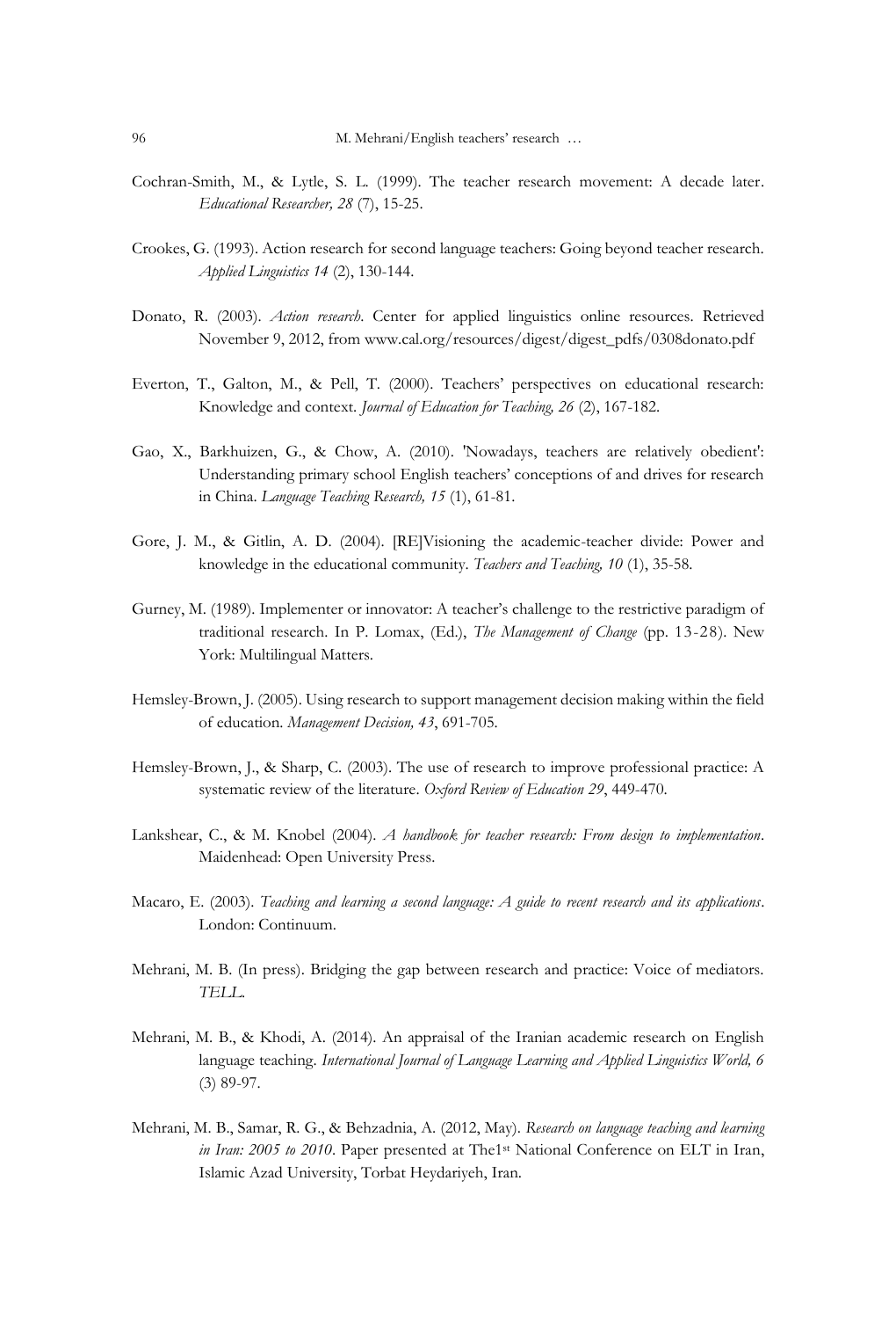Cochran-Smith, M., & Lytle, S. L. (1999). The teacher research movement: A decade later. *Educational Researcher, 28* (7), 15-25.

Crookes, G. (1993). Action research for second language teachers: Going beyond teacher research. *Applied Linguistics 14* (2), 130-144.

Donato, R. (2003). *Action research*. Center for applied linguistics online resources. Retrieved November 9, 2012, from www.cal.org/resources/digest/digest_pdfs/0308donato.pdf

Everton, T., Galton, M., & Pell, T. (2000). Teachers' perspectives on educational research: Knowledge and context. *Journal of Education for Teaching, 26* (2), 167-182.

Gao, X., Barkhuizen, G., & Chow, A. (2010). 'Nowadays, teachers are relatively obedient': Understanding primary school English teachers' conceptions of and drives for research in China. *Language Teaching Research, 15* (1), 61-81.

Gore, J. M., & Gitlin, A. D. (2004). [RE]Visioning the academic-teacher divide: Power and knowledge in the educational community. *Teachers and Teaching, 10* (1), 35-58.

Gurney, M. (1989). Implementer or innovator: A teacher's challenge to the restrictive paradigm of traditional research. In P. Lomax, (Ed.), *The Management of Change* (pp. 13-28). New York: Multilingual Matters.

Hemsley-Brown, J. (2005). Using research to support management decision making within the field of education. *Management Decision, 43*, 691-705.

Hemsley-Brown, J., & Sharp, C. (2003). The use of research to improve professional practice: A systematic review of the literature. *Oxford Review of Education 29*, 449-470.

Lankshear, C., & M. Knobel (2004). *A handbook for teacher research: From design to implementation*. Maidenhead: Open University Press.

Macaro, E. (2003). *Teaching and learning a second language: A guide to recent research and its applications*. London: Continuum.

Mehrani, M. B. (In press). Bridging the gap between research and practice: Voice of mediators. *TELL.*

Mehrani, M. B., & Khodi, A. (2014). An appraisal of the Iranian academic research on English language teaching. *International Journal of Language Learning and Applied Linguistics World, 6* (3) 89-97.

Mehrani, M. B., Samar, R. G., & Behzadnia, A. (2012, May). *Research on language teaching and learning in Iran: 2005 to 2010*. Paper presented at The1st National Conference on ELT in Iran, Islamic Azad University, Torbat Heydariyeh, Iran.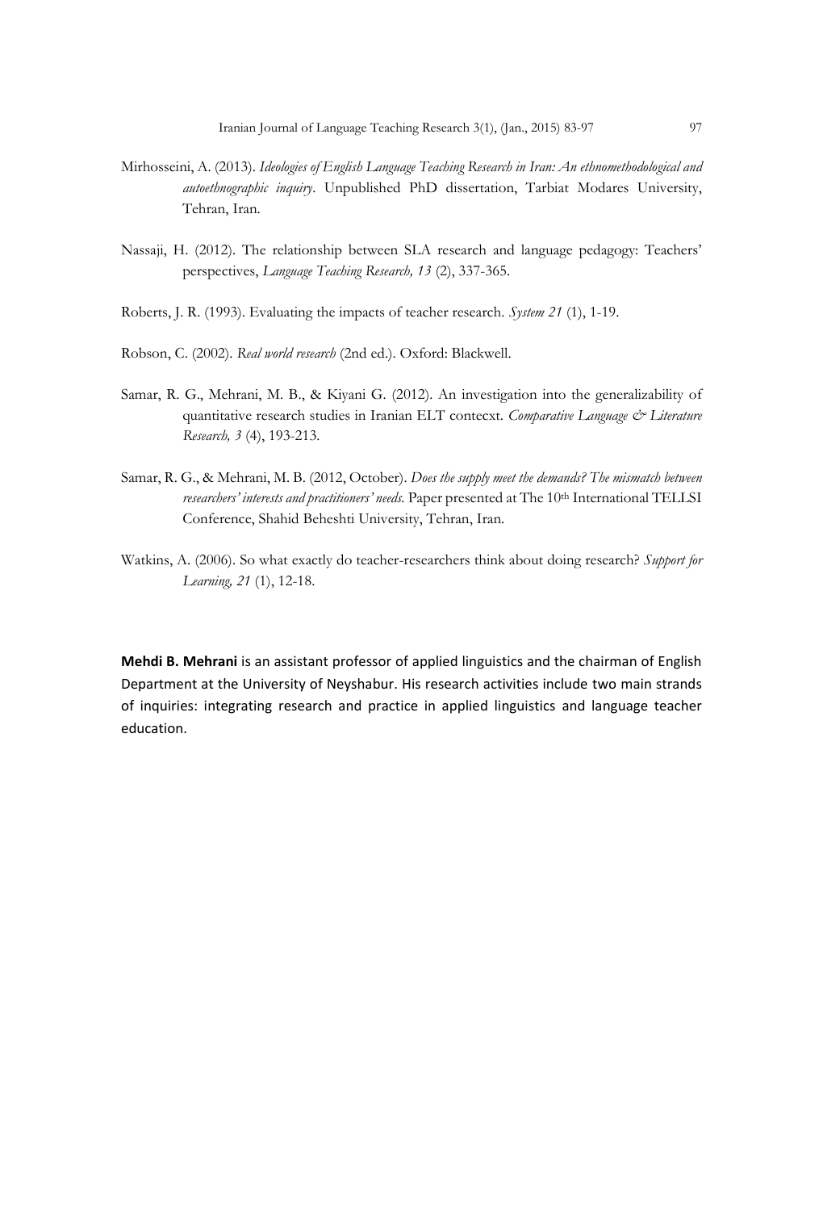Mirhosseini, A. (2013). *Ideologies of English Language Teaching Research in Iran: An ethnomethodological and autoethnographic inquiry*. Unpublished PhD dissertation, Tarbiat Modares University, Tehran, Iran.

Nassaji, H. (2012). The relationship between SLA research and language pedagogy: Teachers' perspectives, *Language Teaching Research, 13* (2), 337-365.

Roberts, J. R. (1993). Evaluating the impacts of teacher research. *System 21* (1), 1-19.

Robson, C. (2002). *Real world research* (2nd ed.). Oxford: Blackwell.

Samar, R. G., Mehrani, M. B., & Kiyani G. (2012). An investigation into the generalizability of quantitative research studies in Iranian ELT contecxt. *Comparative Language & Literature Research, 3* (4), 193-213.

Samar, R. G., & Mehrani, M. B. (2012, October). *Does the supply meet the demands? The mismatch between researchers' interests and practitioners' needs.* Paper presented at The 10th International TELLSI Conference, Shahid Beheshti University, Tehran, Iran.

Watkins, A. (2006). So what exactly do teacher-researchers think about doing research? *Support for Learning, 21* (1), 12-18.

**Mehdi B. Mehrani** is an assistant professor of applied linguistics and the chairman of English Department at the University of Neyshabur. His research activities include two main strands of inquiries: integrating research and practice in applied linguistics and language teacher education.